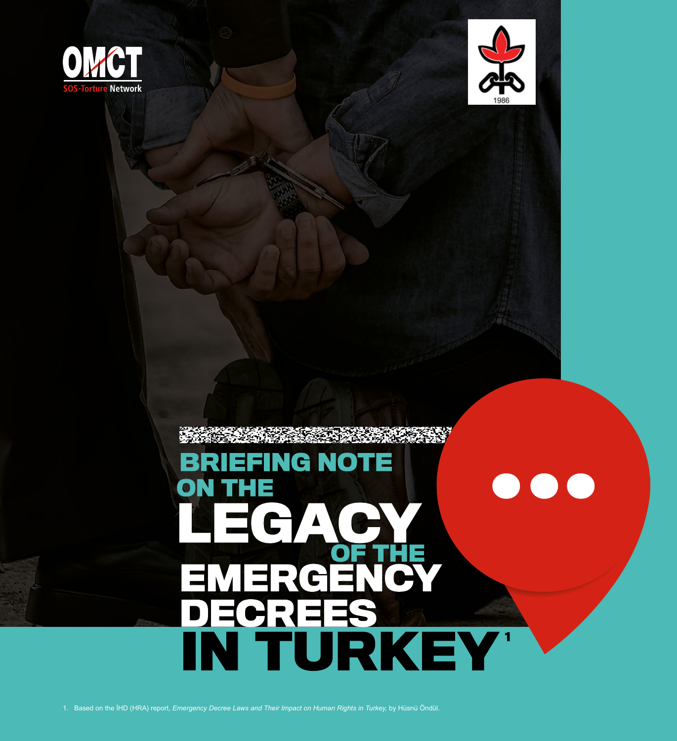OMCT

SOS-Torture Network

1986

# BRIEFING NOTE ON THE LEGACY OF THE EMERGENCY DECREES IN TURKEY[1]

1. Based on the İHD (HRA) report, *Emergency Decree Laws and Their Impact on Human Rights in Turkey,* by Hüsnü Öndül.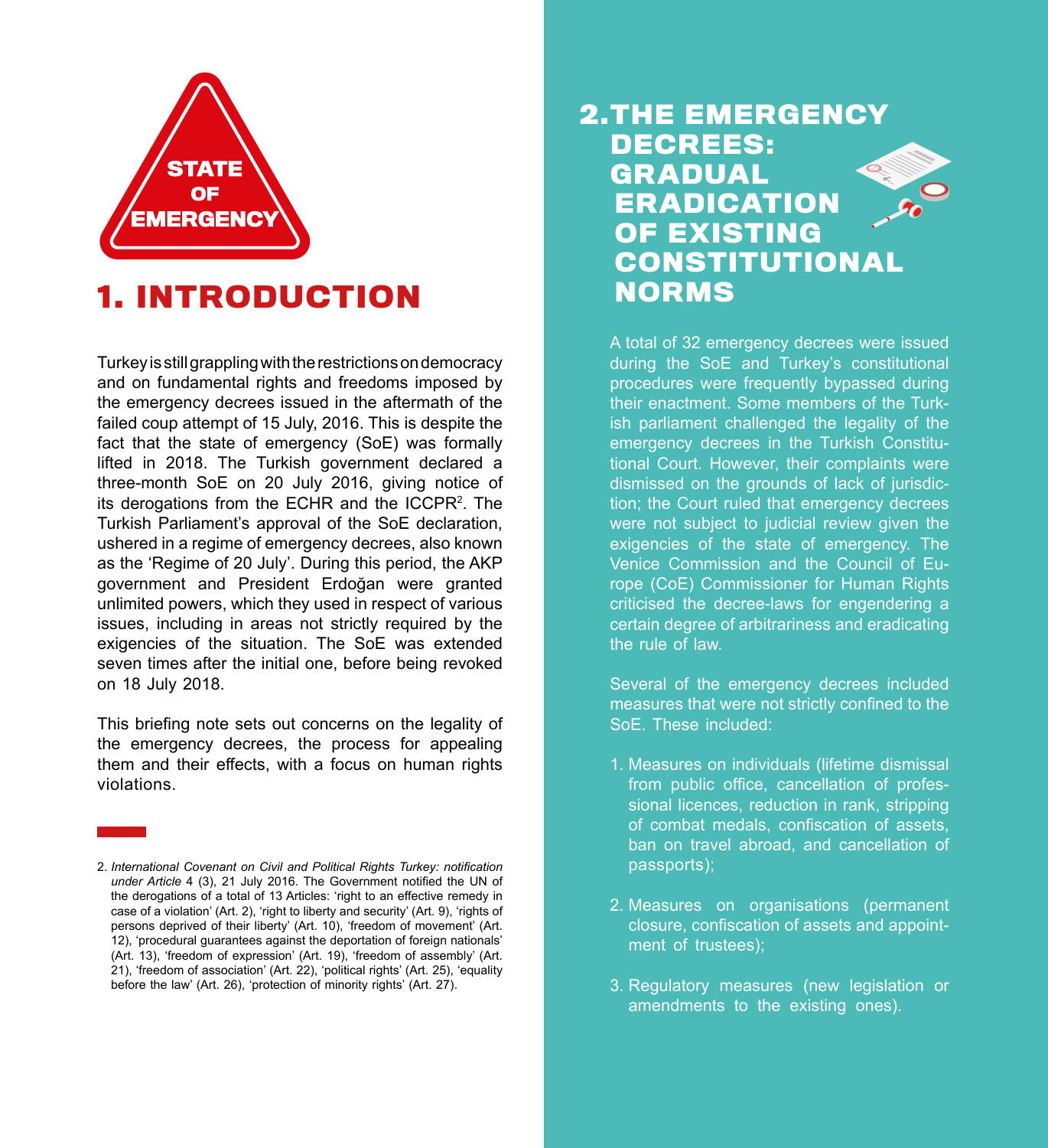STATE OF EMERGENCY

# 1. INTRODUCTION

Turkey is still grappling with the restrictions on democracy and on fundamental rights and freedoms imposed by the emergency decrees issued in the aftermath of the failed coup attempt of 15 July, 2016. This is despite the fact that the state of emergency (SoE) was formally lifted in 2018. The Turkish government declared a three-month SoE on 20 July 2016, giving notice of its derogations from the ECHR and the ICCPR[2]. The Turkish Parliament's approval of the SoE declaration, ushered in a regime of emergency decrees, also known as the 'Regime of 20 July'. During this period, the AKP government and President Erdoğan were granted unlimited powers, which they used in respect of various issues, including in areas not strictly required by the exigencies of the situation. The SoE was extended seven times after the initial one, before being revoked on 18 July 2018.

This briefing note sets out concerns on the legality of the emergency decrees, the process for appealing them and their effects, with a focus on human rights violations.

2. *International Covenant on Civil and Political Rights Turkey: notification under Article* 4 (3), 21 July 2016. The Government notified the UN of the derogations of a total of 13 Articles: 'right to an effective remedy in case of a violation' (Art. 2), 'right to liberty and security' (Art. 9), 'rights of persons deprived of their liberty' (Art. 10), 'freedom of movement' (Art. 12), 'procedural guarantees against the deportation of foreign nationals' (Art. 13), 'freedom of expression' (Art. 19), 'freedom of assembly' (Art. 21), 'freedom of association' (Art. 22), 'political rights' (Art. 25), 'equality before the law' (Art. 26), 'protection of minority rights' (Art. 27).

# 2. THE EMERGENCY DECREES: GRADUAL ERADICATION OF EXISTING CONSTITUTIONAL NORMS

A total of 32 emergency decrees were issued during the SoE and Turkey's constitutional procedures were frequently bypassed during their enactment. Some members of the Turkish parliament challenged the legality of the emergency decrees in the Turkish Constitutional Court. However, their complaints were dismissed on the grounds of lack of jurisdiction; the Court ruled that emergency decrees were not subject to judicial review given the exigencies of the state of emergency. The Venice Commission and the Council of Europe (CoE) Commissioner for Human Rights criticised the decree-laws for engendering a certain degree of arbitrariness and eradicating the rule of law.

Several of the emergency decrees included measures that were not strictly confined to the SoE. These included:

1. Measures on individuals (lifetime dismissal from public office, cancellation of professional licences, reduction in rank, stripping of combat medals, confiscation of assets, ban on travel abroad, and cancellation of passports);

2. Measures on organisations (permanent closure, confiscation of assets and appointment of trustees);

3. Regulatory measures (new legislation or amendments to the existing ones).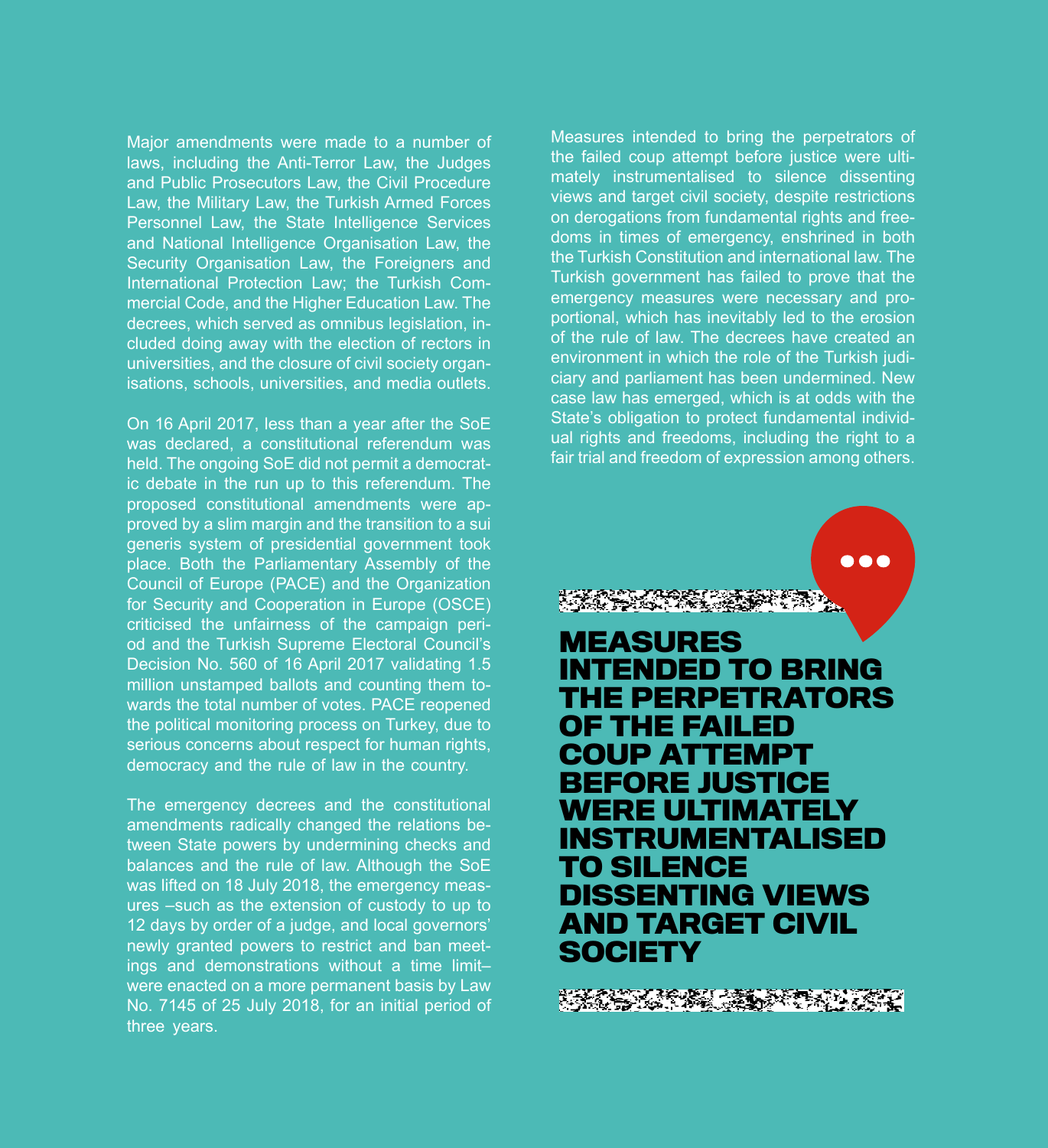Major amendments were made to a number of laws, including the Anti-Terror Law, the Judges and Public Prosecutors Law, the Civil Procedure Law, the Military Law, the Turkish Armed Forces Personnel Law, the State Intelligence Services and National Intelligence Organisation Law, the Security Organisation Law, the Foreigners and International Protection Law; the Turkish Commercial Code, and the Higher Education Law. The decrees, which served as omnibus legislation, included doing away with the election of rectors in universities, and the closure of civil society organisations, schools, universities, and media outlets.

On 16 April 2017, less than a year after the SoE was declared, a constitutional referendum was held. The ongoing SoE did not permit a democratic debate in the run up to this referendum. The proposed constitutional amendments were approved by a slim margin and the transition to a sui generis system of presidential government took place. Both the Parliamentary Assembly of the Council of Europe (PACE) and the Organization for Security and Cooperation in Europe (OSCE) criticised the unfairness of the campaign period and the Turkish Supreme Electoral Council's Decision No. 560 of 16 April 2017 validating 1.5 million unstamped ballots and counting them towards the total number of votes. PACE reopened the political monitoring process on Turkey, due to serious concerns about respect for human rights, democracy and the rule of law in the country.

The emergency decrees and the constitutional amendments radically changed the relations between State powers by undermining checks and balances and the rule of law. Although the SoE was lifted on 18 July 2018, the emergency measures –such as the extension of custody to up to 12 days by order of a judge, and local governors' newly granted powers to restrict and ban meetings and demonstrations without a time limit– were enacted on a more permanent basis by Law No. 7145 of 25 July 2018, for an initial period of three years.

Measures intended to bring the perpetrators of the failed coup attempt before justice were ultimately instrumentalised to silence dissenting views and target civil society, despite restrictions on derogations from fundamental rights and freedoms in times of emergency, enshrined in both the Turkish Constitution and international law. The Turkish government has failed to prove that the emergency measures were necessary and proportional, which has inevitably led to the erosion of the rule of law. The decrees have created an environment in which the role of the Turkish judiciary and parliament has been undermined. New case law has emerged, which is at odds with the State's obligation to protect fundamental individual rights and freedoms, including the right to a fair trial and freedom of expression among others.

**MEASURES INTENDED TO BRING THE PERPETRATORS OF THE FAILED COUP ATTEMPT BEFORE JUSTICE WERE ULTIMATELY INSTRUMENTALISED TO SILENCE DISSENTING VIEWS AND TARGET CIVIL SOCIETY**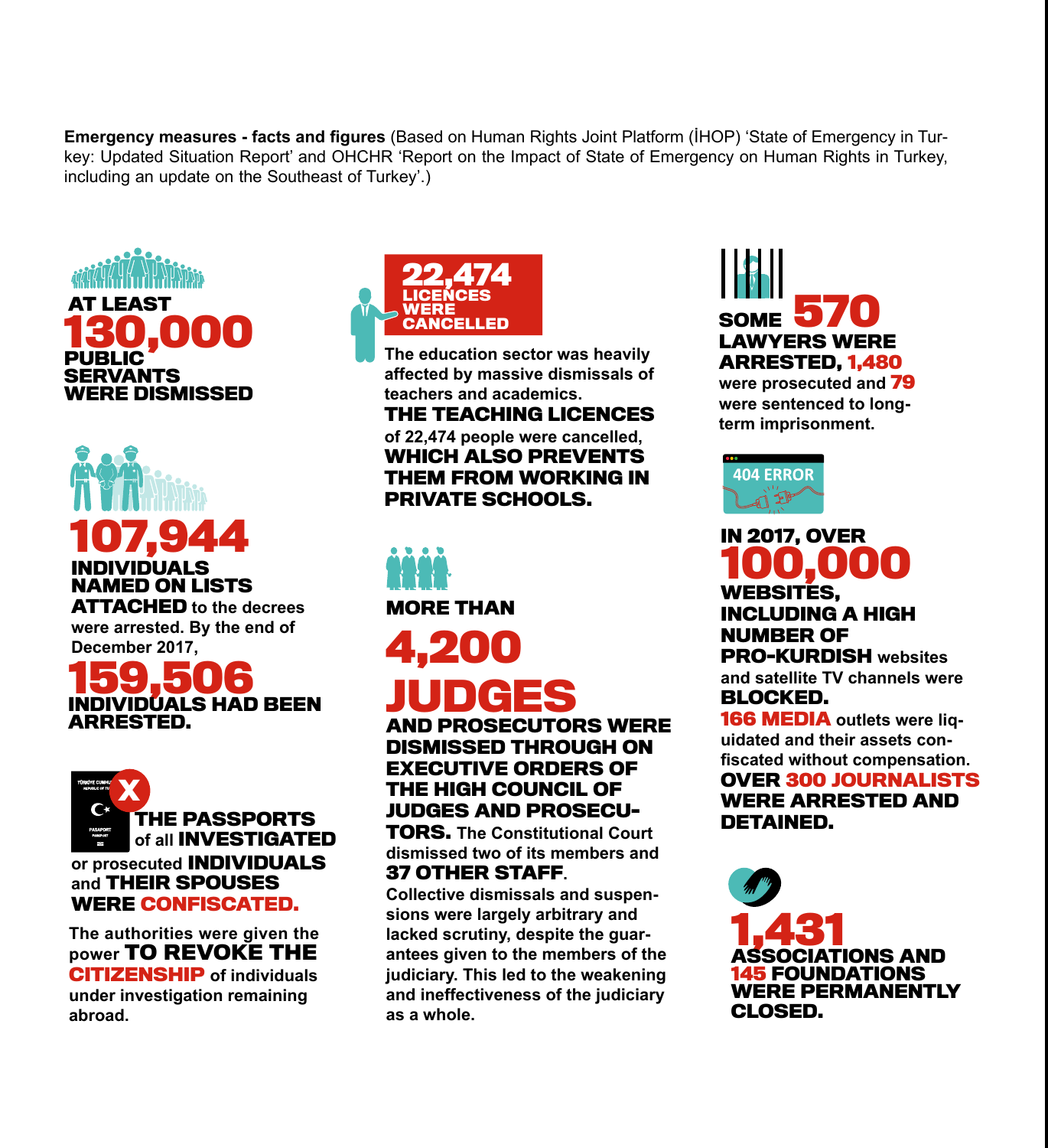**Emergency measures - facts and figures** (Based on Human Rights Joint Platform (İHOP) 'State of Emergency in Turkey: Updated Situation Report' and OHCHR 'Report on the Impact of State of Emergency on Human Rights in Turkey, including an update on the Southeast of Turkey'.)

**AT LEAST 130,000 PUBLIC SERVANTS WERE DISMISSED**

**107,944 INDIVIDUALS NAMED ON LISTS ATTACHED** to the decrees were arrested. By the end of December 2017, **159,506 INDIVIDUALS HAD BEEN ARRESTED.**

**THE PASSPORTS** of all **INVESTIGATED** or prosecuted **INDIVIDUALS** and **THEIR SPOUSES WERE CONFISCATED.**

The authorities were given the power **TO REVOKE THE CITIZENSHIP** of individuals under investigation remaining abroad.

**22,474 LICENCES WERE CANCELLED**

The education sector was heavily affected by massive dismissals of teachers and academics. **THE TEACHING LICENCES** of 22,474 people were cancelled, **WHICH ALSO PREVENTS THEM FROM WORKING IN PRIVATE SCHOOLS.**

**MORE THAN 4,200 JUDGES AND PROSECUTORS WERE DISMISSED THROUGH ON EXECUTIVE ORDERS OF THE HIGH COUNCIL OF JUDGES AND PROSECUTORS.** The Constitutional Court dismissed two of its members and **37 OTHER STAFF**. Collective dismissals and suspensions were largely arbitrary and lacked scrutiny, despite the guarantees given to the members of the judiciary. This led to the weakening and ineffectiveness of the judiciary as a whole.

**SOME 570 LAWYERS WERE ARRESTED, 1,480** were prosecuted and **79** were sentenced to long-term imprisonment.

404 ERROR

**IN 2017, OVER 100,000 WEBSITES, INCLUDING A HIGH NUMBER OF PRO-KURDISH** websites and satellite TV channels were **BLOCKED.**

**166 MEDIA** outlets were liquidated and their assets confiscated without compensation.

**OVER 300 JOURNALISTS WERE ARRESTED AND DETAINED.**

**1,431 ASSOCIATIONS AND 145 FOUNDATIONS WERE PERMANENTLY CLOSED.**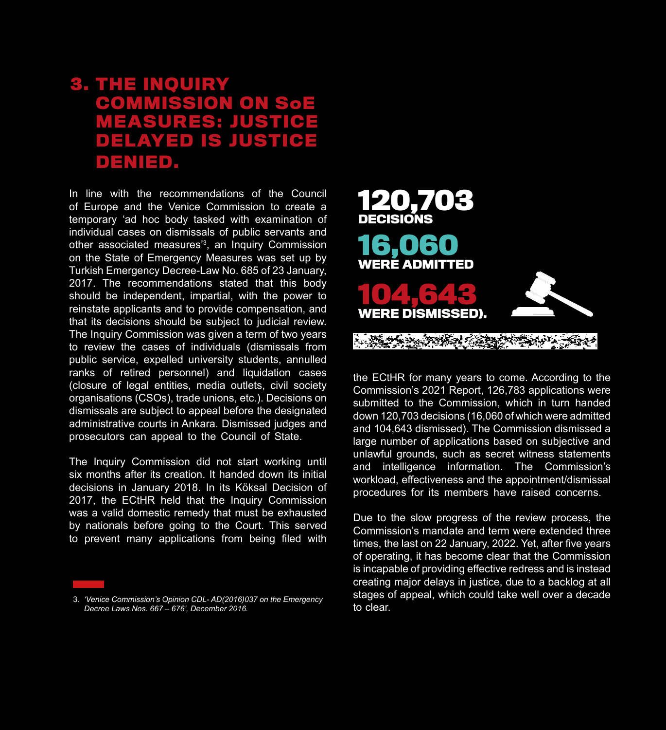# 3. THE INQUIRY COMMISSION ON SoE MEASURES: JUSTICE DELAYED IS JUSTICE DENIED.

In line with the recommendations of the Council of Europe and the Venice Commission to create a temporary 'ad hoc body tasked with examination of individual cases on dismissals of public servants and other associated measures'[3], an Inquiry Commission on the State of Emergency Measures was set up by Turkish Emergency Decree-Law No. 685 of 23 January, 2017. The recommendations stated that this body should be independent, impartial, with the power to reinstate applicants and to provide compensation, and that its decisions should be subject to judicial review. The Inquiry Commission was given a term of two years to review the cases of individuals (dismissals from public service, expelled university students, annulled ranks of retired personnel) and liquidation cases (closure of legal entities, media outlets, civil society organisations (CSOs), trade unions, etc.). Decisions on dismissals are subject to appeal before the designated administrative courts in Ankara. Dismissed judges and prosecutors can appeal to the Council of State.

The Inquiry Commission did not start working until six months after its creation. It handed down its initial decisions in January 2018. In its Köksal Decision of 2017, the ECtHR held that the Inquiry Commission was a valid domestic remedy that must be exhausted by nationals before going to the Court. This served to prevent many applications from being filed with the ECtHR for many years to come. According to the Commission's 2021 Report, 126,783 applications were submitted to the Commission, which in turn handed down 120,703 decisions (16,060 of which were admitted and 104,643 dismissed). The Commission dismissed a large number of applications based on subjective and unlawful grounds, such as secret witness statements and intelligence information. The Commission's workload, effectiveness and the appointment/dismissal procedures for its members have raised concerns.

**120,703**
**DECISIONS**

**16,060**
**WERE ADMITTED**

**104,643**
**WERE DISMISSED).**

Due to the slow progress of the review process, the Commission's mandate and term were extended three times, the last on 22 January, 2022. Yet, after five years of operating, it has become clear that the Commission is incapable of providing effective redress and is instead creating major delays in justice, due to a backlog at all stages of appeal, which could take well over a decade to clear.

3. *'Venice Commission's Opinion CDL- AD(2016)037 on the Emergency Decree Laws Nos. 667 – 676', December 2016.*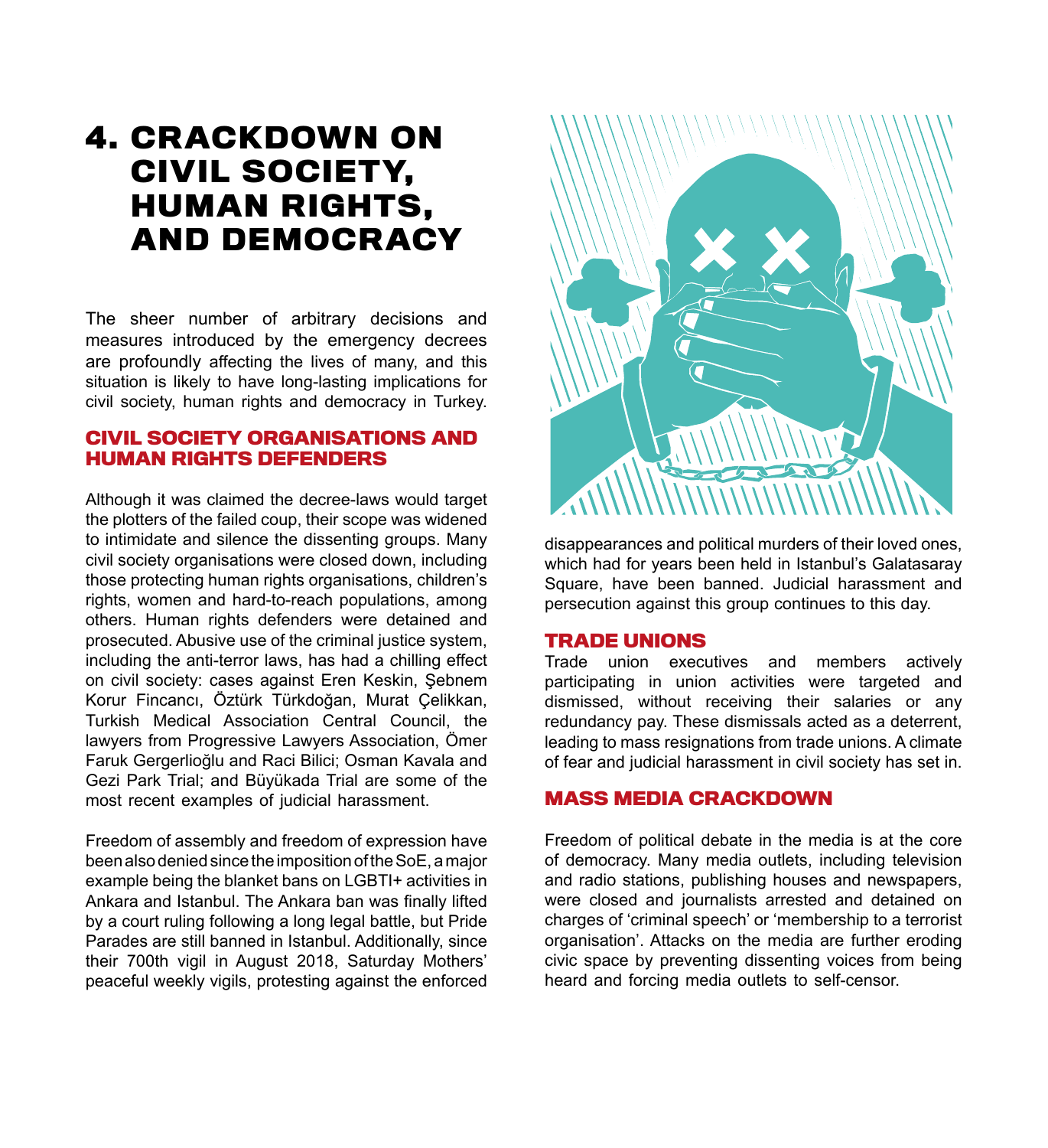# 4. CRACKDOWN ON CIVIL SOCIETY, HUMAN RIGHTS, AND DEMOCRACY

The sheer number of arbitrary decisions and measures introduced by the emergency decrees are profoundly affecting the lives of many, and this situation is likely to have long-lasting implications for civil society, human rights and democracy in Turkey.

## CIVIL SOCIETY ORGANISATIONS AND HUMAN RIGHTS DEFENDERS

Although it was claimed the decree-laws would target the plotters of the failed coup, their scope was widened to intimidate and silence the dissenting groups. Many civil society organisations were closed down, including those protecting human rights organisations, children's rights, women and hard-to-reach populations, among others. Human rights defenders were detained and prosecuted. Abusive use of the criminal justice system, including the anti-terror laws, has had a chilling effect on civil society: cases against Eren Keskin, Şebnem Korur Fincancı, Öztürk Türkdoğan, Murat Çelikkan, Turkish Medical Association Central Council, the lawyers from Progressive Lawyers Association, Ömer Faruk Gergerlioğlu and Raci Bilici; Osman Kavala and Gezi Park Trial; and Büyükada Trial are some of the most recent examples of judicial harassment.

Freedom of assembly and freedom of expression have been also denied since the imposition of the SoE, a major example being the blanket bans on LGBTI+ activities in Ankara and Istanbul. The Ankara ban was finally lifted by a court ruling following a long legal battle, but Pride Parades are still banned in Istanbul. Additionally, since their 700th vigil in August 2018, Saturday Mothers' peaceful weekly vigils, protesting against the enforced disappearances and political murders of their loved ones, which had for years been held in Istanbul's Galatasaray Square, have been banned. Judicial harassment and persecution against this group continues to this day.

## TRADE UNIONS

Trade union executives and members actively participating in union activities were targeted and dismissed, without receiving their salaries or any redundancy pay. These dismissals acted as a deterrent, leading to mass resignations from trade unions. A climate of fear and judicial harassment in civil society has set in.

## MASS MEDIA CRACKDOWN

Freedom of political debate in the media is at the core of democracy. Many media outlets, including television and radio stations, publishing houses and newspapers, were closed and journalists arrested and detained on charges of 'criminal speech' or 'membership to a terrorist organisation'. Attacks on the media are further eroding civic space by preventing dissenting voices from being heard and forcing media outlets to self-censor.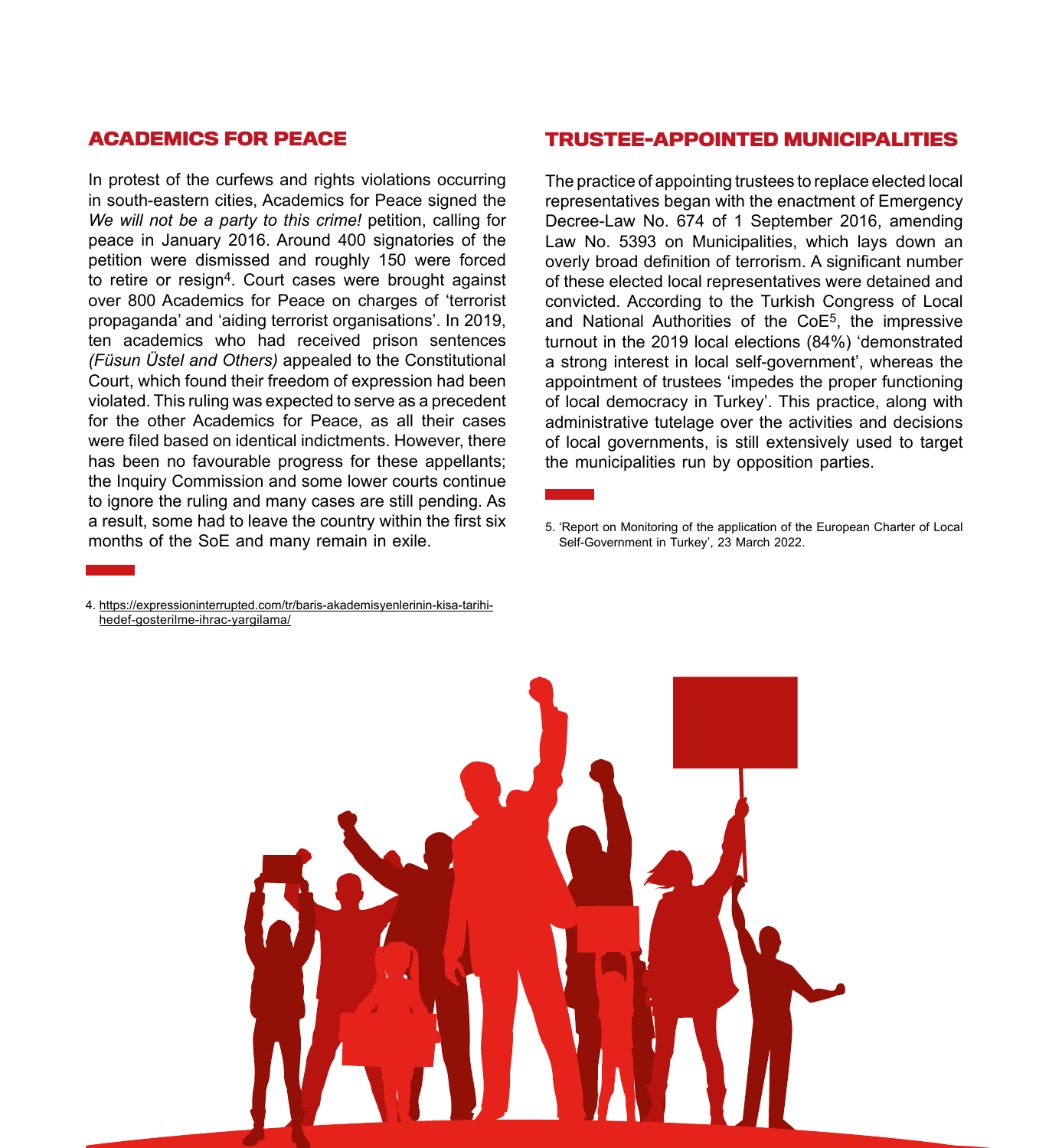## ACADEMICS FOR PEACE

In protest of the curfews and rights violations occurring in south-eastern cities, Academics for Peace signed the *We will not be a party to this crime!* petition, calling for peace in January 2016. Around 400 signatories of the petition were dismissed and roughly 150 were forced to retire or resign[4]. Court cases were brought against over 800 Academics for Peace on charges of 'terrorist propaganda' and 'aiding terrorist organisations'. In 2019, ten academics who had received prison sentences *(Füsun Üstel and Others)* appealed to the Constitutional Court, which found their freedom of expression had been violated. This ruling was expected to serve as a precedent for the other Academics for Peace, as all their cases were filed based on identical indictments. However, there has been no favourable progress for these appellants; the Inquiry Commission and some lower courts continue to ignore the ruling and many cases are still pending. As a result, some had to leave the country within the first six months of the SoE and many remain in exile.

4. https://expressioninterrupted.com/tr/baris-akademisyenlerinin-kisa-tarihi-hedef-gosterilme-ihrac-yargilama/

## TRUSTEE-APPOINTED MUNICIPALITIES

The practice of appointing trustees to replace elected local representatives began with the enactment of Emergency Decree-Law No. 674 of 1 September 2016, amending Law No. 5393 on Municipalities, which lays down an overly broad definition of terrorism. A significant number of these elected local representatives were detained and convicted. According to the Turkish Congress of Local and National Authorities of the CoE[5], the impressive turnout in the 2019 local elections (84%) 'demonstrated a strong interest in local self-government', whereas the appointment of trustees 'impedes the proper functioning of local democracy in Turkey'. This practice, along with administrative tutelage over the activities and decisions of local governments, is still extensively used to target the municipalities run by opposition parties.

5. 'Report on Monitoring of the application of the European Charter of Local Self-Government in Turkey', 23 March 2022.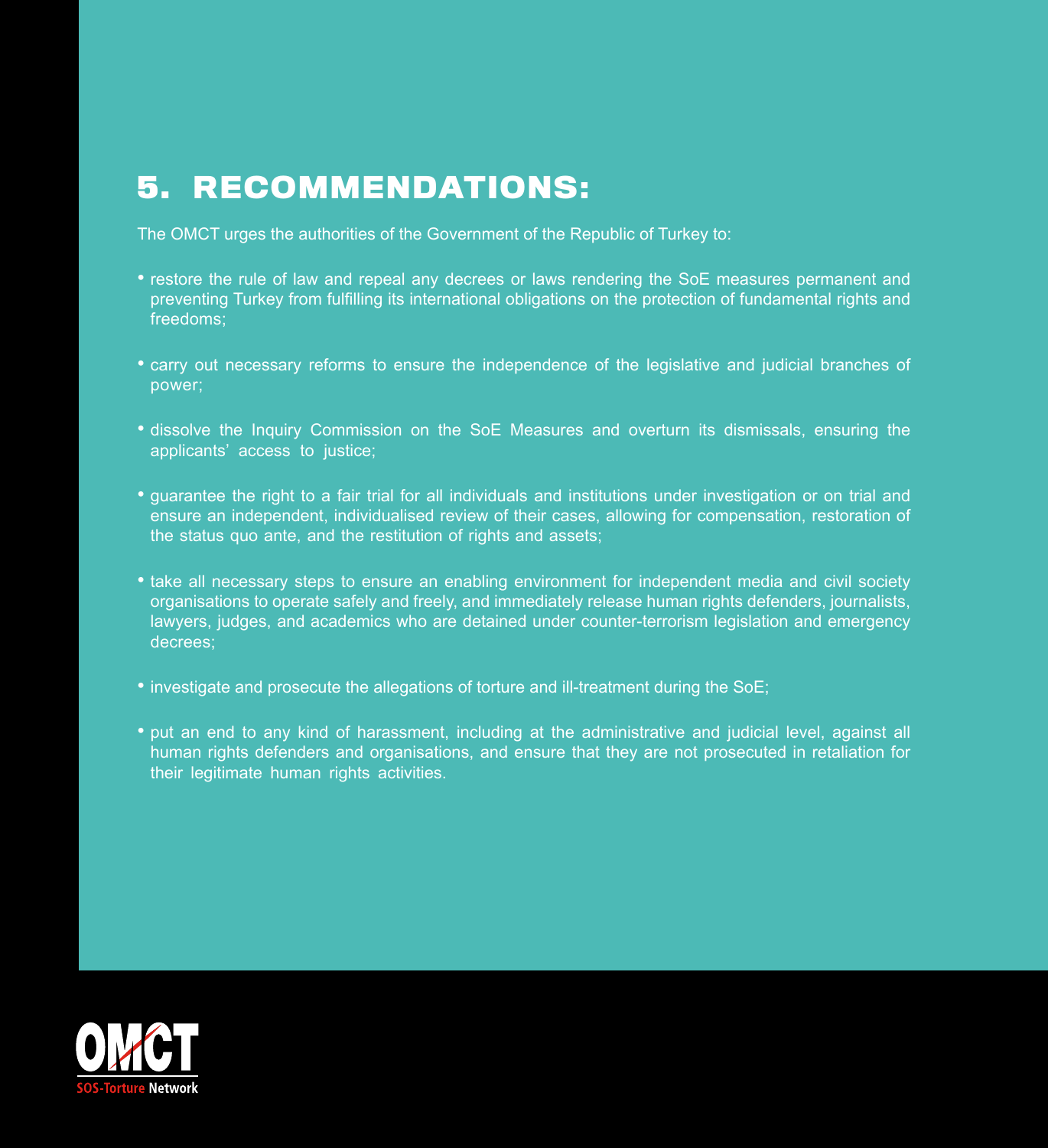## 5. RECOMMENDATIONS:

The OMCT urges the authorities of the Government of the Republic of Turkey to:

- restore the rule of law and repeal any decrees or laws rendering the SoE measures permanent and preventing Turkey from fulfilling its international obligations on the protection of fundamental rights and freedoms;
- carry out necessary reforms to ensure the independence of the legislative and judicial branches of power;
- dissolve the Inquiry Commission on the SoE Measures and overturn its dismissals, ensuring the applicants' access to justice;
- guarantee the right to a fair trial for all individuals and institutions under investigation or on trial and ensure an independent, individualised review of their cases, allowing for compensation, restoration of the status quo ante, and the restitution of rights and assets;
- take all necessary steps to ensure an enabling environment for independent media and civil society organisations to operate safely and freely, and immediately release human rights defenders, journalists, lawyers, judges, and academics who are detained under counter-terrorism legislation and emergency decrees;
- investigate and prosecute the allegations of torture and ill-treatment during the SoE;
- put an end to any kind of harassment, including at the administrative and judicial level, against all human rights defenders and organisations, and ensure that they are not prosecuted in retaliation for their legitimate human rights activities.

OMCT
SOS-Torture Network